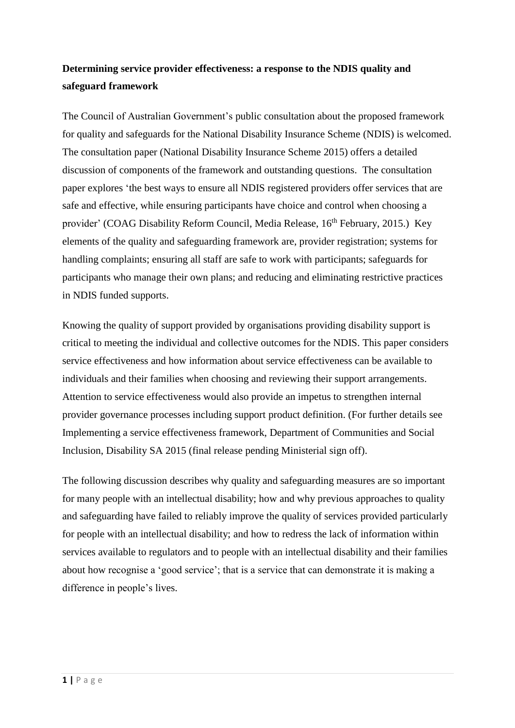**Determining service provider effectiveness: a response to the NDIS quality and safeguard framework**

The Council of Australian Government's public consultation about the proposed framework for quality and safeguards for the National Disability Insurance Scheme (NDIS) is welcomed. The consultation paper (National Disability Insurance Scheme 2015) offers a detailed discussion of components of the framework and outstanding questions. The consultation paper explores 'the best ways to ensure all NDIS registered providers offer services that are safe and effective, while ensuring participants have choice and control when choosing a provider' (COAG Disability Reform Council, Media Release, 16th February, 2015.) Key elements of the quality and safeguarding framework are, provider registration; systems for handling complaints; ensuring all staff are safe to work with participants; safeguards for participants who manage their own plans; and reducing and eliminating restrictive practices in NDIS funded supports.

Knowing the quality of support provided by organisations providing disability support is critical to meeting the individual and collective outcomes for the NDIS. This paper considers service effectiveness and how information about service effectiveness can be available to individuals and their families when choosing and reviewing their support arrangements. Attention to service effectiveness would also provide an impetus to strengthen internal provider governance processes including support product definition. (For further details see Implementing a service effectiveness framework, Department of Communities and Social Inclusion, Disability SA 2015 (final release pending Ministerial sign off).

The following discussion describes why quality and safeguarding measures are so important for many people with an intellectual disability; how and why previous approaches to quality and safeguarding have failed to reliably improve the quality of services provided particularly for people with an intellectual disability; and how to redress the lack of information within services available to regulators and to people with an intellectual disability and their families about how recognise a 'good service'; that is a service that can demonstrate it is making a difference in people's lives.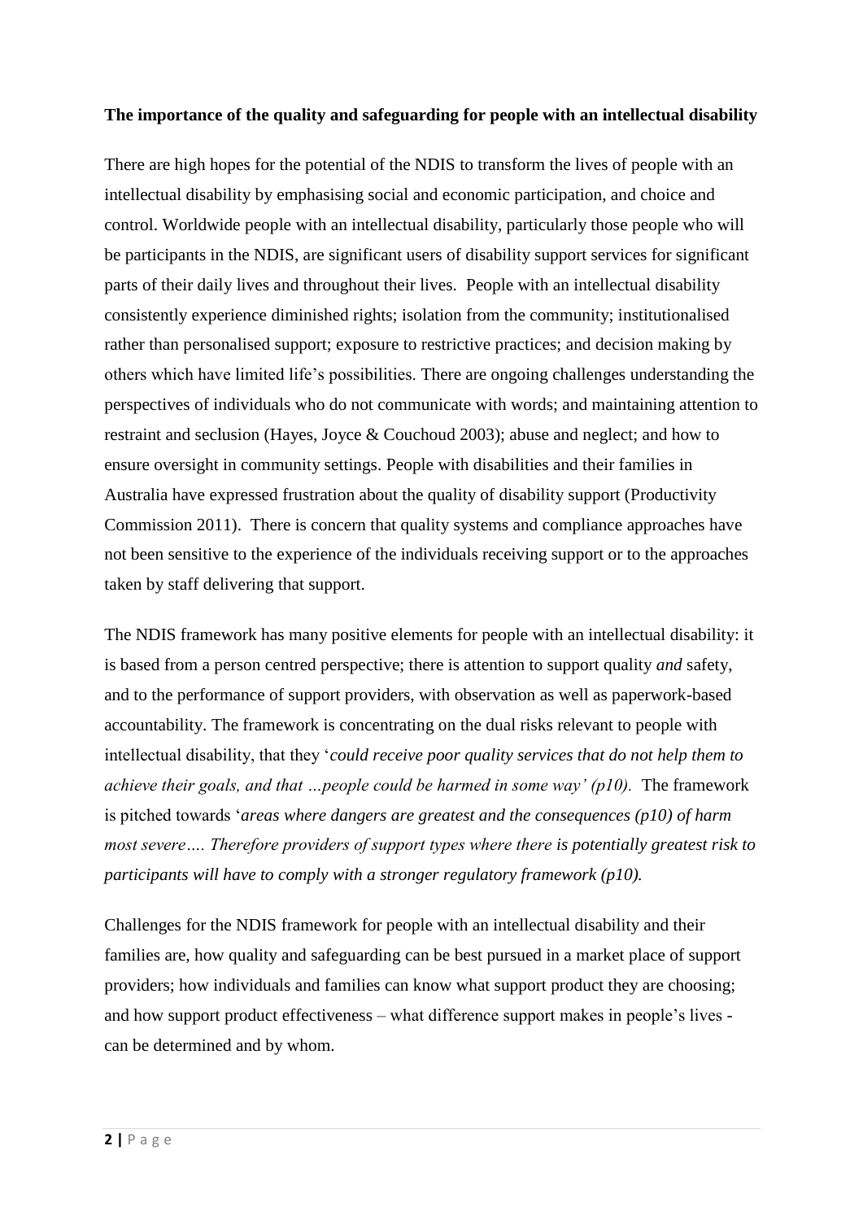**The importance of the quality and safeguarding for people with an intellectual disability**

There are high hopes for the potential of the NDIS to transform the lives of people with an intellectual disability by emphasising social and economic participation, and choice and control. Worldwide people with an intellectual disability, particularly those people who will be participants in the NDIS, are significant users of disability support services for significant parts of their daily lives and throughout their lives. People with an intellectual disability consistently experience diminished rights; isolation from the community; institutionalised rather than personalised support; exposure to restrictive practices; and decision making by others which have limited life's possibilities. There are ongoing challenges understanding the perspectives of individuals who do not communicate with words; and maintaining attention to restraint and seclusion (Hayes, Joyce & Couchoud 2003); abuse and neglect; and how to ensure oversight in community settings. People with disabilities and their families in Australia have expressed frustration about the quality of disability support (Productivity Commission 2011). There is concern that quality systems and compliance approaches have not been sensitive to the experience of the individuals receiving support or to the approaches taken by staff delivering that support.

The NDIS framework has many positive elements for people with an intellectual disability: it is based from a person centred perspective; there is attention to support quality *and* safety, and to the performance of support providers, with observation as well as paperwork-based accountability. The framework is concentrating on the dual risks relevant to people with intellectual disability, that they '*could receive poor quality services that do not help them to achieve their goals, and that …people could be harmed in some way' (p10).* The framework is pitched towards '*areas where dangers are greatest and the consequences (p10) of harm most severe…. Therefore providers of support types where there is potentially greatest risk to participants will have to comply with a stronger regulatory framework (p10).*

Challenges for the NDIS framework for people with an intellectual disability and their families are, how quality and safeguarding can be best pursued in a market place of support providers; how individuals and families can know what support product they are choosing; and how support product effectiveness – what difference support makes in people's lives - can be determined and by whom.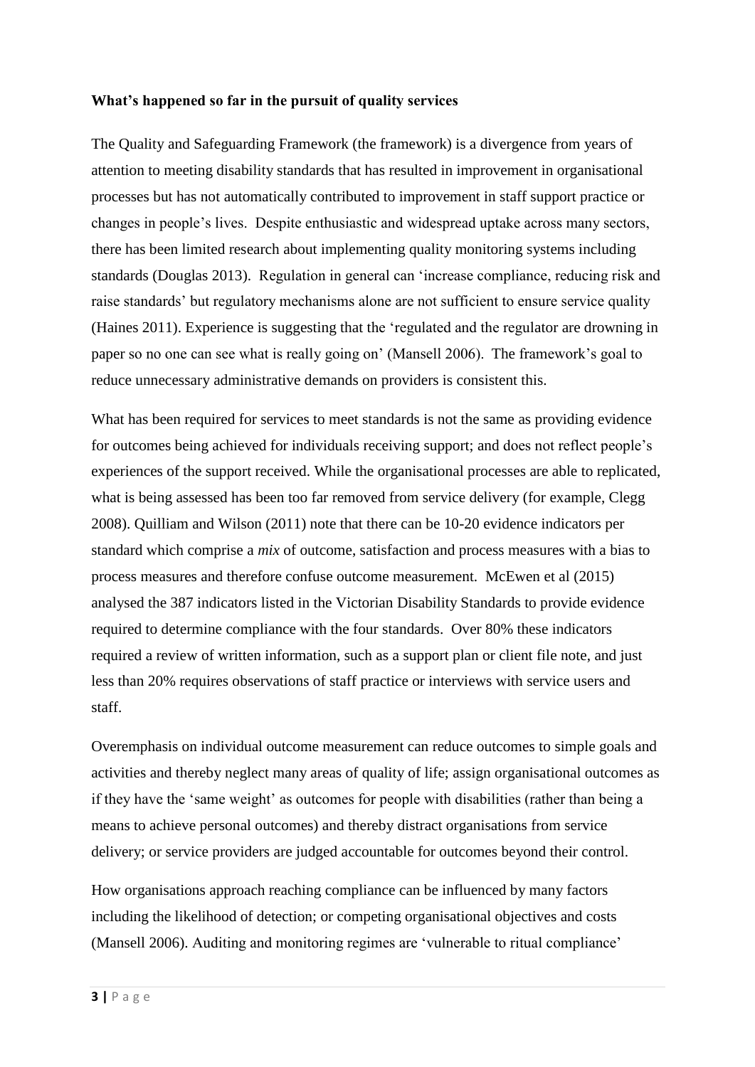**What's happened so far in the pursuit of quality services**

The Quality and Safeguarding Framework (the framework) is a divergence from years of attention to meeting disability standards that has resulted in improvement in organisational processes but has not automatically contributed to improvement in staff support practice or changes in people's lives. Despite enthusiastic and widespread uptake across many sectors, there has been limited research about implementing quality monitoring systems including standards (Douglas 2013). Regulation in general can 'increase compliance, reducing risk and raise standards' but regulatory mechanisms alone are not sufficient to ensure service quality (Haines 2011). Experience is suggesting that the 'regulated and the regulator are drowning in paper so no one can see what is really going on' (Mansell 2006). The framework's goal to reduce unnecessary administrative demands on providers is consistent this.

What has been required for services to meet standards is not the same as providing evidence for outcomes being achieved for individuals receiving support; and does not reflect people's experiences of the support received. While the organisational processes are able to replicated, what is being assessed has been too far removed from service delivery (for example, Clegg 2008). Quilliam and Wilson (2011) note that there can be 10-20 evidence indicators per standard which comprise a *mix* of outcome, satisfaction and process measures with a bias to process measures and therefore confuse outcome measurement. McEwen et al (2015) analysed the 387 indicators listed in the Victorian Disability Standards to provide evidence required to determine compliance with the four standards. Over 80% these indicators required a review of written information, such as a support plan or client file note, and just less than 20% requires observations of staff practice or interviews with service users and staff.

Overemphasis on individual outcome measurement can reduce outcomes to simple goals and activities and thereby neglect many areas of quality of life; assign organisational outcomes as if they have the 'same weight' as outcomes for people with disabilities (rather than being a means to achieve personal outcomes) and thereby distract organisations from service delivery; or service providers are judged accountable for outcomes beyond their control.

How organisations approach reaching compliance can be influenced by many factors including the likelihood of detection; or competing organisational objectives and costs (Mansell 2006). Auditing and monitoring regimes are 'vulnerable to ritual compliance'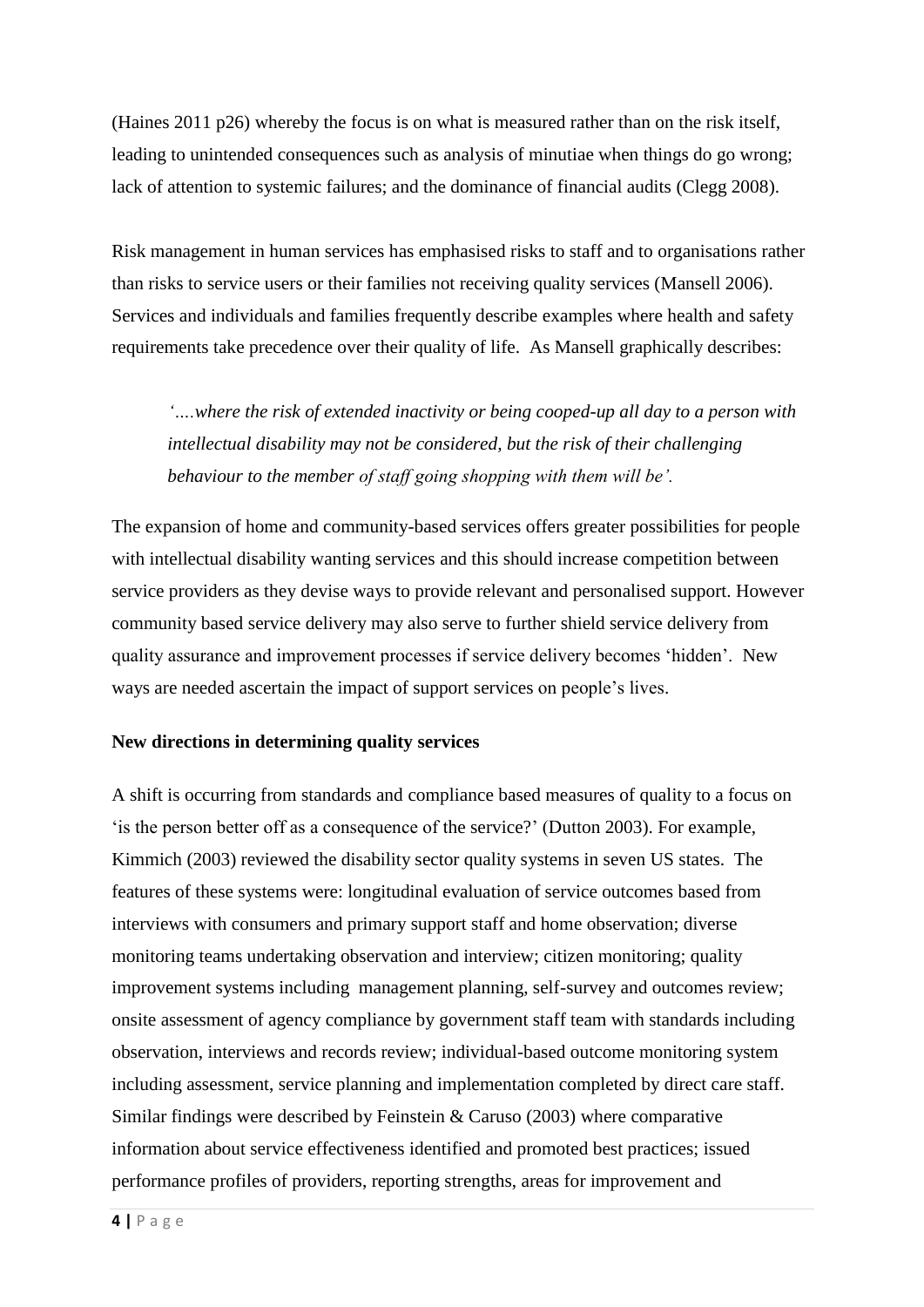(Haines 2011 p26) whereby the focus is on what is measured rather than on the risk itself, leading to unintended consequences such as analysis of minutiae when things do go wrong; lack of attention to systemic failures; and the dominance of financial audits (Clegg 2008).

Risk management in human services has emphasised risks to staff and to organisations rather than risks to service users or their families not receiving quality services (Mansell 2006). Services and individuals and families frequently describe examples where health and safety requirements take precedence over their quality of life. As Mansell graphically describes:

> *'….where the risk of extended inactivity or being cooped-up all day to a person with intellectual disability may not be considered, but the risk of their challenging behaviour to the member of staff going shopping with them will be'.*

The expansion of home and community-based services offers greater possibilities for people with intellectual disability wanting services and this should increase competition between service providers as they devise ways to provide relevant and personalised support. However community based service delivery may also serve to further shield service delivery from quality assurance and improvement processes if service delivery becomes 'hidden'. New ways are needed ascertain the impact of support services on people's lives.

**New directions in determining quality services**

A shift is occurring from standards and compliance based measures of quality to a focus on 'is the person better off as a consequence of the service?' (Dutton 2003). For example, Kimmich (2003) reviewed the disability sector quality systems in seven US states. The features of these systems were: longitudinal evaluation of service outcomes based from interviews with consumers and primary support staff and home observation; diverse monitoring teams undertaking observation and interview; citizen monitoring; quality improvement systems including management planning, self-survey and outcomes review; onsite assessment of agency compliance by government staff team with standards including observation, interviews and records review; individual-based outcome monitoring system including assessment, service planning and implementation completed by direct care staff. Similar findings were described by Feinstein & Caruso (2003) where comparative information about service effectiveness identified and promoted best practices; issued performance profiles of providers, reporting strengths, areas for improvement and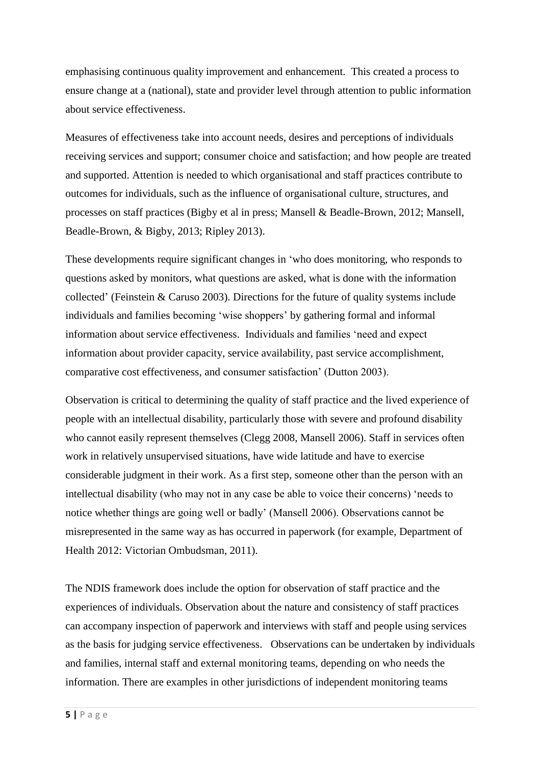emphasising continuous quality improvement and enhancement. This created a process to ensure change at a (national), state and provider level through attention to public information about service effectiveness.

Measures of effectiveness take into account needs, desires and perceptions of individuals receiving services and support; consumer choice and satisfaction; and how people are treated and supported. Attention is needed to which organisational and staff practices contribute to outcomes for individuals, such as the influence of organisational culture, structures, and processes on staff practices (Bigby et al in press; Mansell & Beadle-Brown, 2012; Mansell, Beadle-Brown, & Bigby, 2013; Ripley 2013).

These developments require significant changes in 'who does monitoring, who responds to questions asked by monitors, what questions are asked, what is done with the information collected' (Feinstein & Caruso 2003). Directions for the future of quality systems include individuals and families becoming 'wise shoppers' by gathering formal and informal information about service effectiveness. Individuals and families 'need and expect information about provider capacity, service availability, past service accomplishment, comparative cost effectiveness, and consumer satisfaction' (Dutton 2003).

Observation is critical to determining the quality of staff practice and the lived experience of people with an intellectual disability, particularly those with severe and profound disability who cannot easily represent themselves (Clegg 2008, Mansell 2006). Staff in services often work in relatively unsupervised situations, have wide latitude and have to exercise considerable judgment in their work. As a first step, someone other than the person with an intellectual disability (who may not in any case be able to voice their concerns) 'needs to notice whether things are going well or badly' (Mansell 2006). Observations cannot be misrepresented in the same way as has occurred in paperwork (for example, Department of Health 2012: Victorian Ombudsman, 2011).

The NDIS framework does include the option for observation of staff practice and the experiences of individuals. Observation about the nature and consistency of staff practices can accompany inspection of paperwork and interviews with staff and people using services as the basis for judging service effectiveness. Observations can be undertaken by individuals and families, internal staff and external monitoring teams, depending on who needs the information. There are examples in other jurisdictions of independent monitoring teams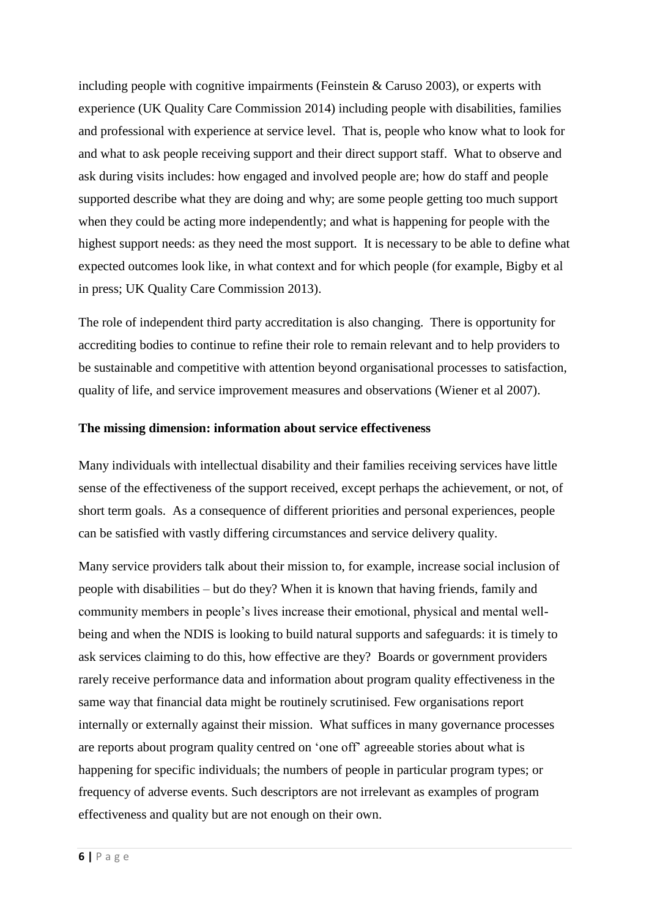including people with cognitive impairments (Feinstein & Caruso 2003), or experts with experience (UK Quality Care Commission 2014) including people with disabilities, families and professional with experience at service level. That is, people who know what to look for and what to ask people receiving support and their direct support staff. What to observe and ask during visits includes: how engaged and involved people are; how do staff and people supported describe what they are doing and why; are some people getting too much support when they could be acting more independently; and what is happening for people with the highest support needs: as they need the most support. It is necessary to be able to define what expected outcomes look like, in what context and for which people (for example, Bigby et al in press; UK Quality Care Commission 2013).

The role of independent third party accreditation is also changing. There is opportunity for accrediting bodies to continue to refine their role to remain relevant and to help providers to be sustainable and competitive with attention beyond organisational processes to satisfaction, quality of life, and service improvement measures and observations (Wiener et al 2007).

**The missing dimension: information about service effectiveness**

Many individuals with intellectual disability and their families receiving services have little sense of the effectiveness of the support received, except perhaps the achievement, or not, of short term goals. As a consequence of different priorities and personal experiences, people can be satisfied with vastly differing circumstances and service delivery quality.

Many service providers talk about their mission to, for example, increase social inclusion of people with disabilities – but do they? When it is known that having friends, family and community members in people's lives increase their emotional, physical and mental well-being and when the NDIS is looking to build natural supports and safeguards: it is timely to ask services claiming to do this, how effective are they? Boards or government providers rarely receive performance data and information about program quality effectiveness in the same way that financial data might be routinely scrutinised. Few organisations report internally or externally against their mission. What suffices in many governance processes are reports about program quality centred on 'one off' agreeable stories about what is happening for specific individuals; the numbers of people in particular program types; or frequency of adverse events. Such descriptors are not irrelevant as examples of program effectiveness and quality but are not enough on their own.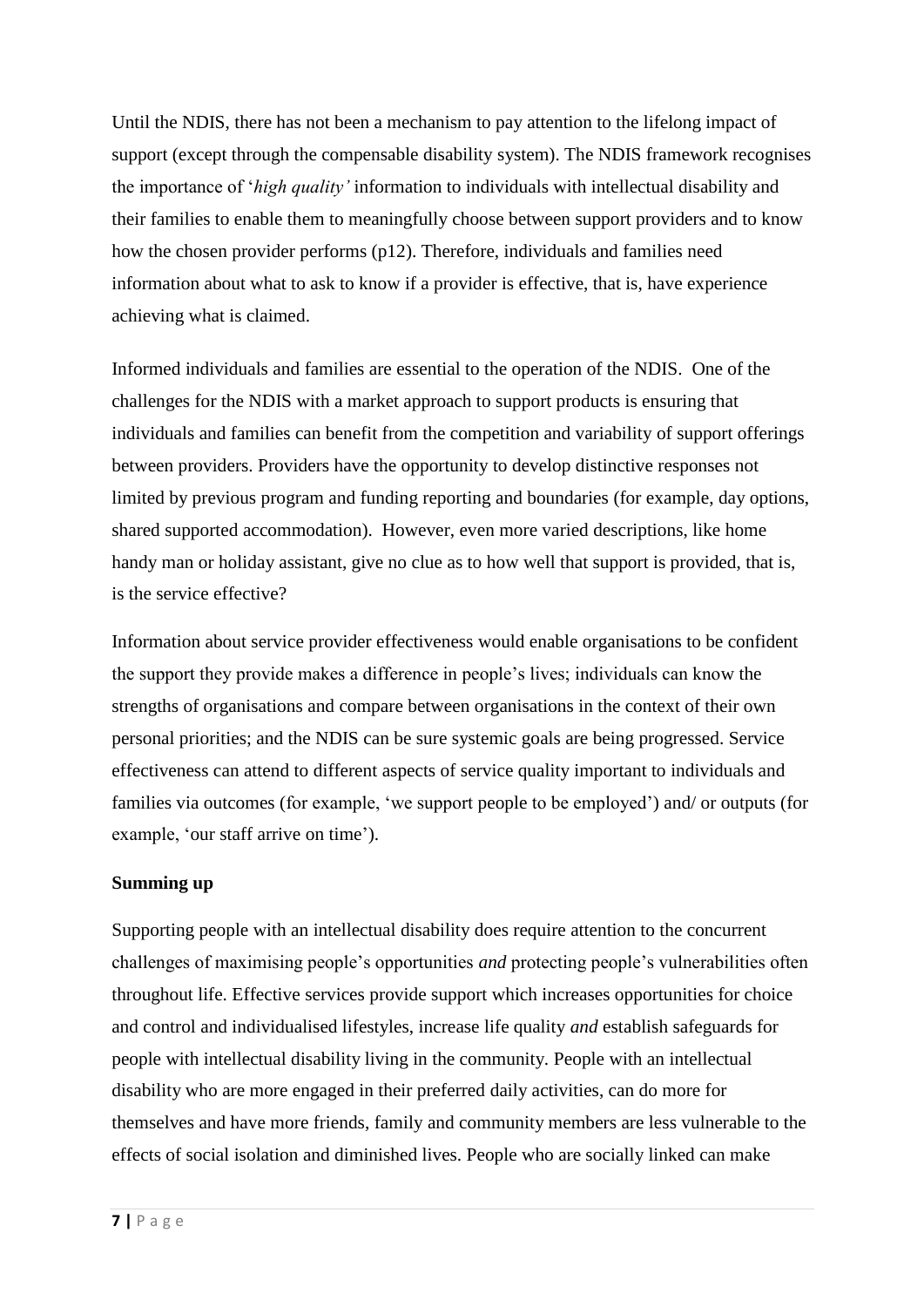Until the NDIS, there has not been a mechanism to pay attention to the lifelong impact of support (except through the compensable disability system). The NDIS framework recognises the importance of '*high quality'* information to individuals with intellectual disability and their families to enable them to meaningfully choose between support providers and to know how the chosen provider performs (p12). Therefore, individuals and families need information about what to ask to know if a provider is effective, that is, have experience achieving what is claimed.

Informed individuals and families are essential to the operation of the NDIS. One of the challenges for the NDIS with a market approach to support products is ensuring that individuals and families can benefit from the competition and variability of support offerings between providers. Providers have the opportunity to develop distinctive responses not limited by previous program and funding reporting and boundaries (for example, day options, shared supported accommodation). However, even more varied descriptions, like home handy man or holiday assistant, give no clue as to how well that support is provided, that is, is the service effective?

Information about service provider effectiveness would enable organisations to be confident the support they provide makes a difference in people's lives; individuals can know the strengths of organisations and compare between organisations in the context of their own personal priorities; and the NDIS can be sure systemic goals are being progressed. Service effectiveness can attend to different aspects of service quality important to individuals and families via outcomes (for example, 'we support people to be employed') and/ or outputs (for example, 'our staff arrive on time').

**Summing up**

Supporting people with an intellectual disability does require attention to the concurrent challenges of maximising people's opportunities *and* protecting people's vulnerabilities often throughout life. Effective services provide support which increases opportunities for choice and control and individualised lifestyles, increase life quality *and* establish safeguards for people with intellectual disability living in the community. People with an intellectual disability who are more engaged in their preferred daily activities, can do more for themselves and have more friends, family and community members are less vulnerable to the effects of social isolation and diminished lives. People who are socially linked can make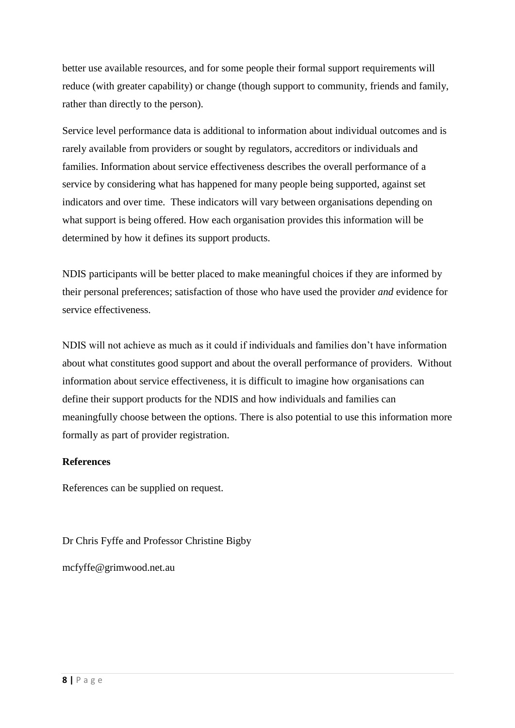better use available resources, and for some people their formal support requirements will reduce (with greater capability) or change (though support to community, friends and family, rather than directly to the person).

Service level performance data is additional to information about individual outcomes and is rarely available from providers or sought by regulators, accreditors or individuals and families. Information about service effectiveness describes the overall performance of a service by considering what has happened for many people being supported, against set indicators and over time. These indicators will vary between organisations depending on what support is being offered. How each organisation provides this information will be determined by how it defines its support products.

NDIS participants will be better placed to make meaningful choices if they are informed by their personal preferences; satisfaction of those who have used the provider *and* evidence for service effectiveness.

NDIS will not achieve as much as it could if individuals and families don't have information about what constitutes good support and about the overall performance of providers. Without information about service effectiveness, it is difficult to imagine how organisations can define their support products for the NDIS and how individuals and families can meaningfully choose between the options. There is also potential to use this information more formally as part of provider registration.

**References**

References can be supplied on request.

Dr Chris Fyffe and Professor Christine Bigby

mcfyffe@grimwood.net.au